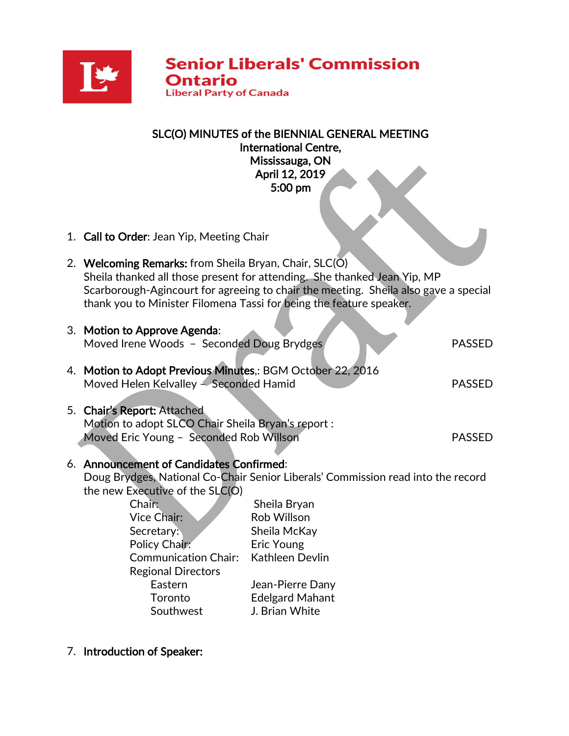**Senior Liberals' Commission Ontario**
Liberal Party of Canada

# SLC(O) MINUTES of the BIENNIAL GENERAL MEETING

**International Centre,**
**Mississauga, ON**
**April 12, 2019**
**5:00 pm**

1. **Call to Order**: Jean Yip, Meeting Chair

2. **Welcoming Remarks:** from Sheila Bryan, Chair, SLC(O)
   Sheila thanked all those present for attending. She thanked Jean Yip, MP Scarborough-Agincourt for agreeing to chair the meeting. Sheila also gave a special thank you to Minister Filomena Tassi for being the feature speaker.

3. **Motion to Approve Agenda**:
   Moved Irene Woods – Seconded Doug Brydges — PASSED

4. **Motion to Adopt Previous Minutes**,: BGM October 22, 2016
   Moved Helen Kelvalley – Seconded Hamid — PASSED

5. **Chair's Report:** Attached
   Motion to adopt SLCO Chair Sheila Bryan's report :
   Moved Eric Young – Seconded Rob Willson — PASSED

6. **Announcement of Candidates Confirmed**:
   Doug Brydges, National Co-Chair Senior Liberals' Commission read into the record the new Executive of the SLC(O)

| | |
|---|---|
| Chair: | Sheila Bryan |
| Vice Chair: | Rob Willson |
| Secretary: | Sheila McKay |
| Policy Chair: | Eric Young |
| Communication Chair: | Kathleen Devlin |
| Regional Directors | |
| Eastern | Jean-Pierre Dany |
| Toronto | Edelgard Mahant |
| Southwest | J. Brian White |

7. **Introduction of Speaker:**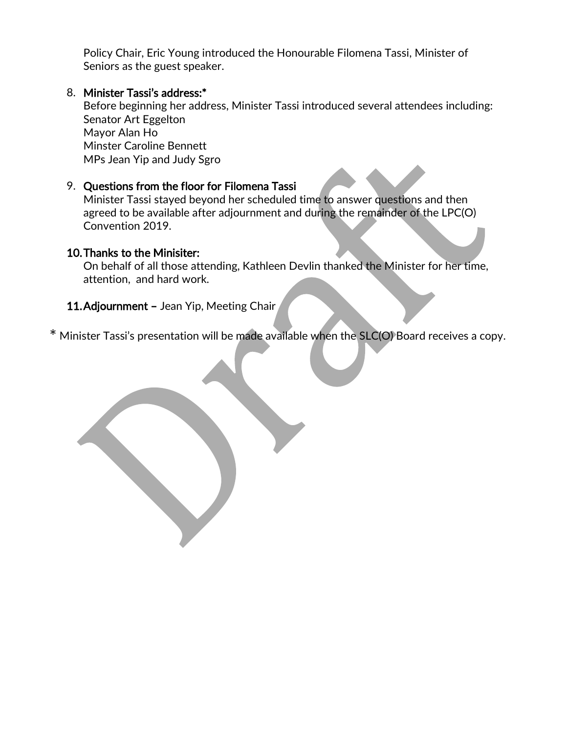Policy Chair, Eric Young introduced the Honourable Filomena Tassi, Minister of Seniors as the guest speaker.

8. **Minister Tassi's address:***
   Before beginning her address, Minister Tassi introduced several attendees including:
   Senator Art Eggelton
   Mayor Alan Ho
   Minster Caroline Bennett
   MPs Jean Yip and Judy Sgro

9. **Questions from the floor for Filomena Tassi**
   Minister Tassi stayed beyond her scheduled time to answer questions and then agreed to be available after adjournment and during the remainder of the LPC(O) Convention 2019.

10. **Thanks to the Minisiter:**
    On behalf of all those attending, Kathleen Devlin thanked the Minister for her time, attention, and hard work.

11. **Adjournment –** Jean Yip, Meeting Chair

* Minister Tassi's presentation will be made available when the SLC(O) Board receives a copy.

Draft